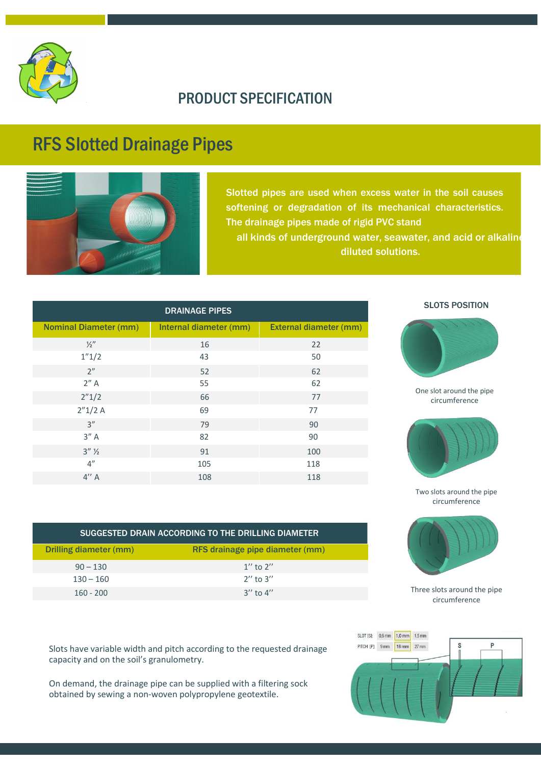# PRODUCT SPECIFICATION

## RFS Slotted Drainage Pipes

Slotted pipes are used when excess water in the soil causes softening or degradation of its mechanical characteristics. The drainage pipes made of rigid PVC stand all kinds of underground water, seawater, and acid or alkaline diluted solutions.

| DRAINAGE PIPES | | |
|---|---|---|
| Nominal Diameter (mm) | Internal diameter (mm) | External diameter (mm) |
| ½" | 16 | 22 |
| 1"1/2 | 43 | 50 |
| 2" | 52 | 62 |
| 2" A | 55 | 62 |
| 2"1/2 | 66 | 77 |
| 2"1/2 A | 69 | 77 |
| 3" | 79 | 90 |
| 3" A | 82 | 90 |
| 3" ½ | 91 | 100 |
| 4" | 105 | 118 |
| 4'' A | 108 | 118 |

### SLOTS POSITION

One slot around the pipe circumference

Two slots around the pipe circumference

Three slots around the pipe circumference

| SUGGESTED DRAIN ACCORDING TO THE DRILLING DIAMETER | |
|---|---|
| Drilling diameter (mm) | RFS drainage pipe diameter (mm) |
| 90 – 130 | 1'' to 2'' |
| 130 – 160 | 2'' to 3'' |
| 160 - 200 | 3'' to 4'' |

Slots have variable width and pitch according to the requested drainage capacity and on the soil's granulometry.

On demand, the drainage pipe can be supplied with a filtering sock obtained by sewing a non-woven polypropylene geotextile.

| SLOT [S]: | 0,6 mm | 1,0 mm | 1,5 mm |
|---|---|---|---|
| PITCH [P]: | 9 mm | 18 mm | 27 mm |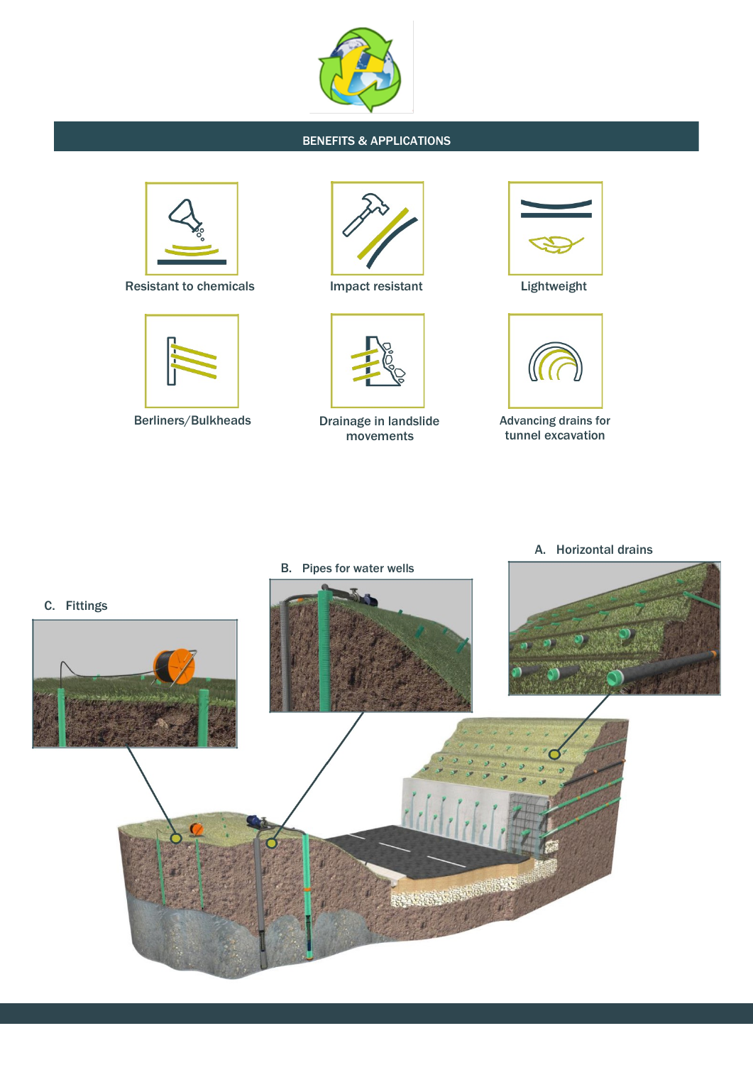## BENEFITS & APPLICATIONS

Resistant to chemicals

Impact resistant

Lightweight

Berliners/Bulkheads

Drainage in landslide movements

Advancing drains for tunnel excavation

A. Horizontal drains

B. Pipes for water wells

C. Fittings